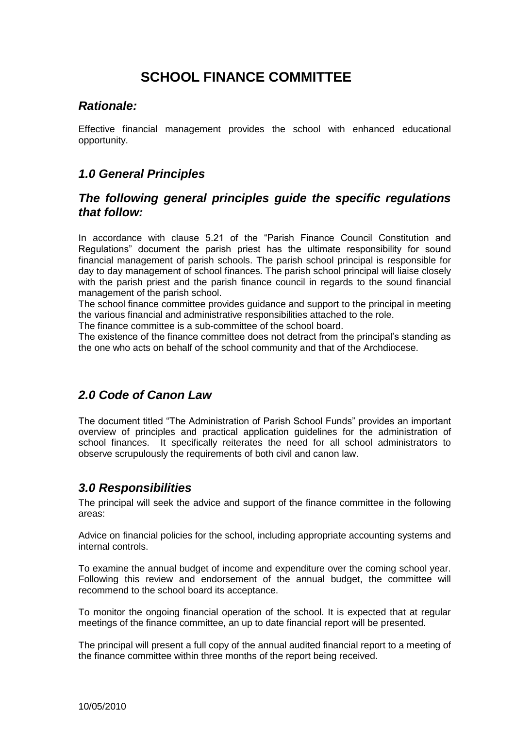# SCHOOL FINANCE COMMITTEE

## *Rationale:*

Effective financial management provides the school with enhanced educational opportunity.

## *1.0 General Principles*

### *The following general principles guide the specific regulations that follow:*

In accordance with clause 5.21 of the "Parish Finance Council Constitution and Regulations" document the parish priest has the ultimate responsibility for sound financial management of parish schools. The parish school principal is responsible for day to day management of school finances. The parish school principal will liaise closely with the parish priest and the parish finance council in regards to the sound financial management of the parish school.

The school finance committee provides guidance and support to the principal in meeting the various financial and administrative responsibilities attached to the role.

The finance committee is a sub-committee of the school board.

The existence of the finance committee does not detract from the principal's standing as the one who acts on behalf of the school community and that of the Archdiocese.

## *2.0 Code of Canon Law*

The document titled "The Administration of Parish School Funds" provides an important overview of principles and practical application guidelines for the administration of school finances. It specifically reiterates the need for all school administrators to observe scrupulously the requirements of both civil and canon law.

## *3.0 Responsibilities*

The principal will seek the advice and support of the finance committee in the following areas:

Advice on financial policies for the school, including appropriate accounting systems and internal controls.

To examine the annual budget of income and expenditure over the coming school year. Following this review and endorsement of the annual budget, the committee will recommend to the school board its acceptance.

To monitor the ongoing financial operation of the school. It is expected that at regular meetings of the finance committee, an up to date financial report will be presented.

The principal will present a full copy of the annual audited financial report to a meeting of the finance committee within three months of the report being received.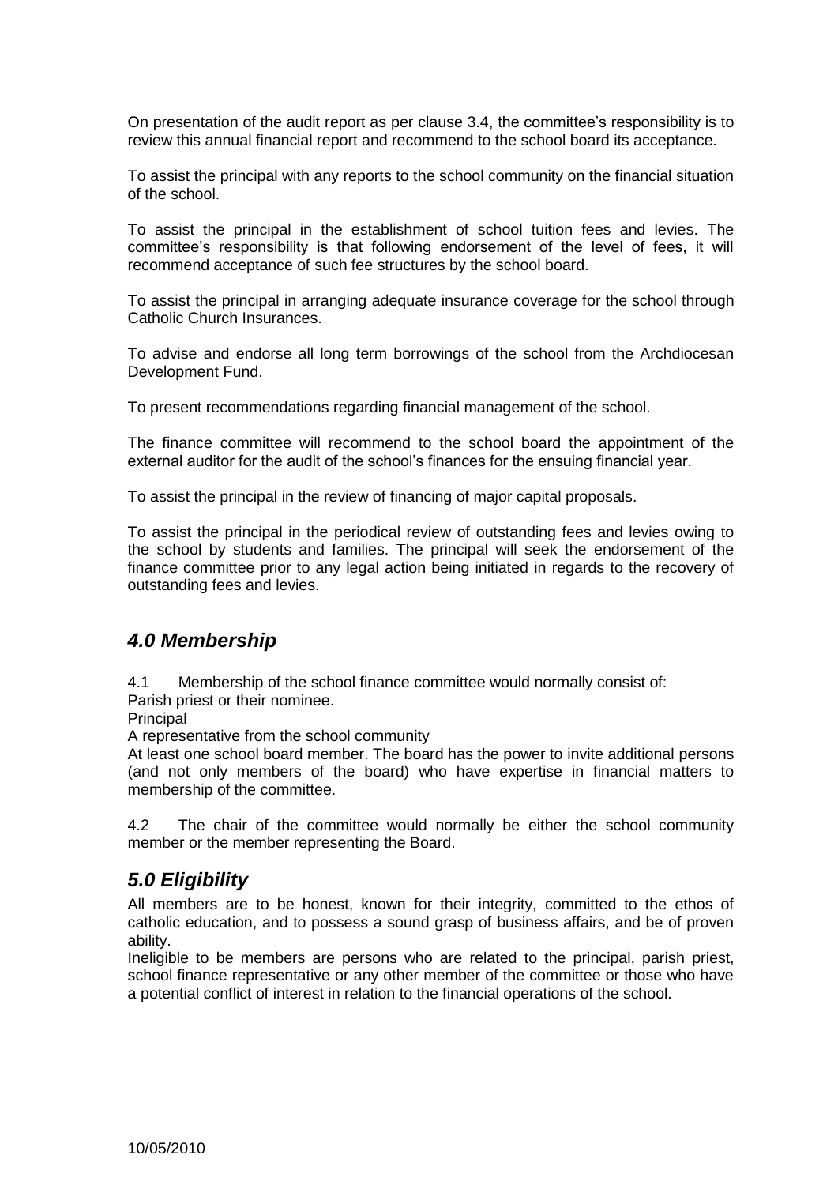On presentation of the audit report as per clause 3.4, the committee's responsibility is to review this annual financial report and recommend to the school board its acceptance.

To assist the principal with any reports to the school community on the financial situation of the school.

To assist the principal in the establishment of school tuition fees and levies. The committee's responsibility is that following endorsement of the level of fees, it will recommend acceptance of such fee structures by the school board.

To assist the principal in arranging adequate insurance coverage for the school through Catholic Church Insurances.

To advise and endorse all long term borrowings of the school from the Archdiocesan Development Fund.

To present recommendations regarding financial management of the school.

The finance committee will recommend to the school board the appointment of the external auditor for the audit of the school's finances for the ensuing financial year.

To assist the principal in the review of financing of major capital proposals.

To assist the principal in the periodical review of outstanding fees and levies owing to the school by students and families. The principal will seek the endorsement of the finance committee prior to any legal action being initiated in regards to the recovery of outstanding fees and levies.

## *4.0 Membership*

4.1 Membership of the school finance committee would normally consist of:

Parish priest or their nominee.

Principal

A representative from the school community

At least one school board member. The board has the power to invite additional persons (and not only members of the board) who have expertise in financial matters to membership of the committee.

4.2 The chair of the committee would normally be either the school community member or the member representing the Board.

## *5.0 Eligibility*

All members are to be honest, known for their integrity, committed to the ethos of catholic education, and to possess a sound grasp of business affairs, and be of proven ability.

Ineligible to be members are persons who are related to the principal, parish priest, school finance representative or any other member of the committee or those who have a potential conflict of interest in relation to the financial operations of the school.

10/05/2010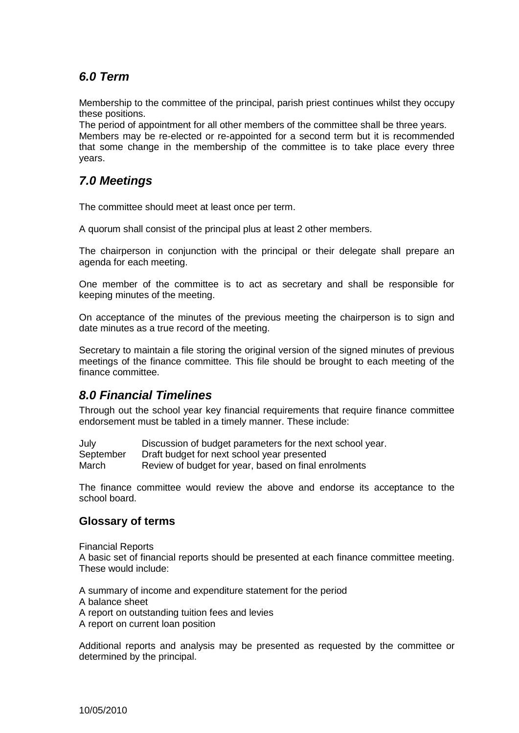## *6.0 Term*

Membership to the committee of the principal, parish priest continues whilst they occupy these positions.
The period of appointment for all other members of the committee shall be three years.
Members may be re-elected or re-appointed for a second term but it is recommended that some change in the membership of the committee is to take place every three years.

## *7.0 Meetings*

The committee should meet at least once per term.

A quorum shall consist of the principal plus at least 2 other members.

The chairperson in conjunction with the principal or their delegate shall prepare an agenda for each meeting.

One member of the committee is to act as secretary and shall be responsible for keeping minutes of the meeting.

On acceptance of the minutes of the previous meeting the chairperson is to sign and date minutes as a true record of the meeting.

Secretary to maintain a file storing the original version of the signed minutes of previous meetings of the finance committee. This file should be brought to each meeting of the finance committee.

## *8.0 Financial Timelines*

Through out the school year key financial requirements that require finance committee endorsement must be tabled in a timely manner. These include:

| | |
|---|---|
| July | Discussion of budget parameters for the next school year. |
| September | Draft budget for next school year presented |
| March | Review of budget for year, based on final enrolments |

The finance committee would review the above and endorse its acceptance to the school board.

### **Glossary of terms**

Financial Reports
A basic set of financial reports should be presented at each finance committee meeting. These would include:

A summary of income and expenditure statement for the period
A balance sheet
A report on outstanding tuition fees and levies
A report on current loan position

Additional reports and analysis may be presented as requested by the committee or determined by the principal.

10/05/2010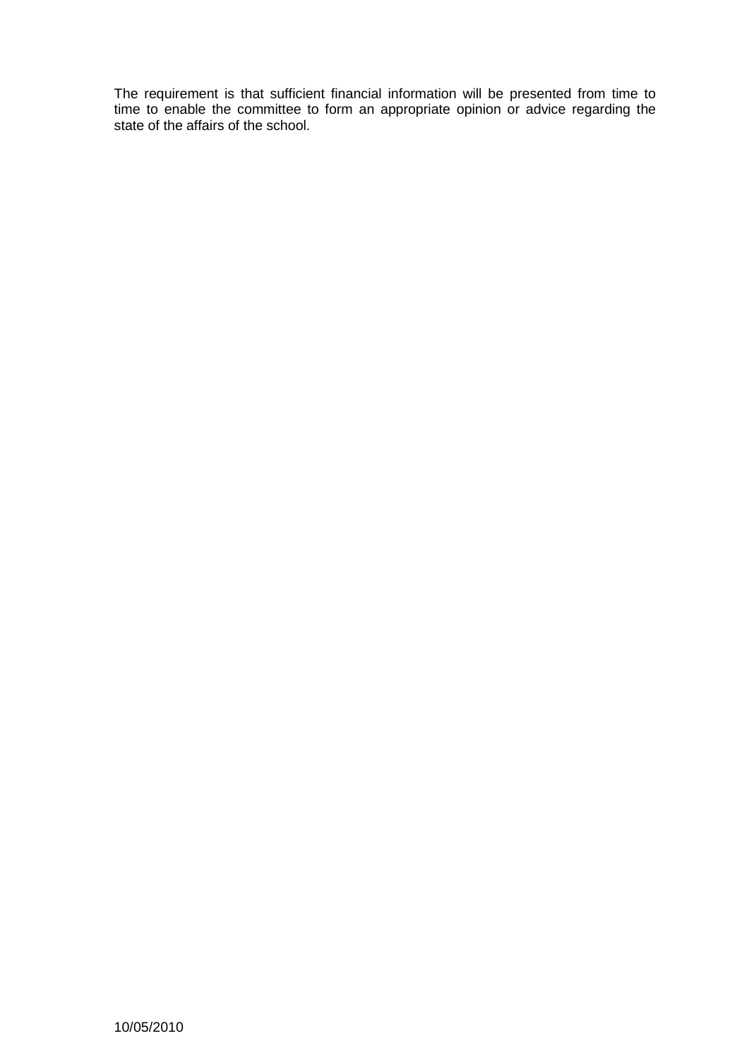The requirement is that sufficient financial information will be presented from time to time to enable the committee to form an appropriate opinion or advice regarding the state of the affairs of the school.